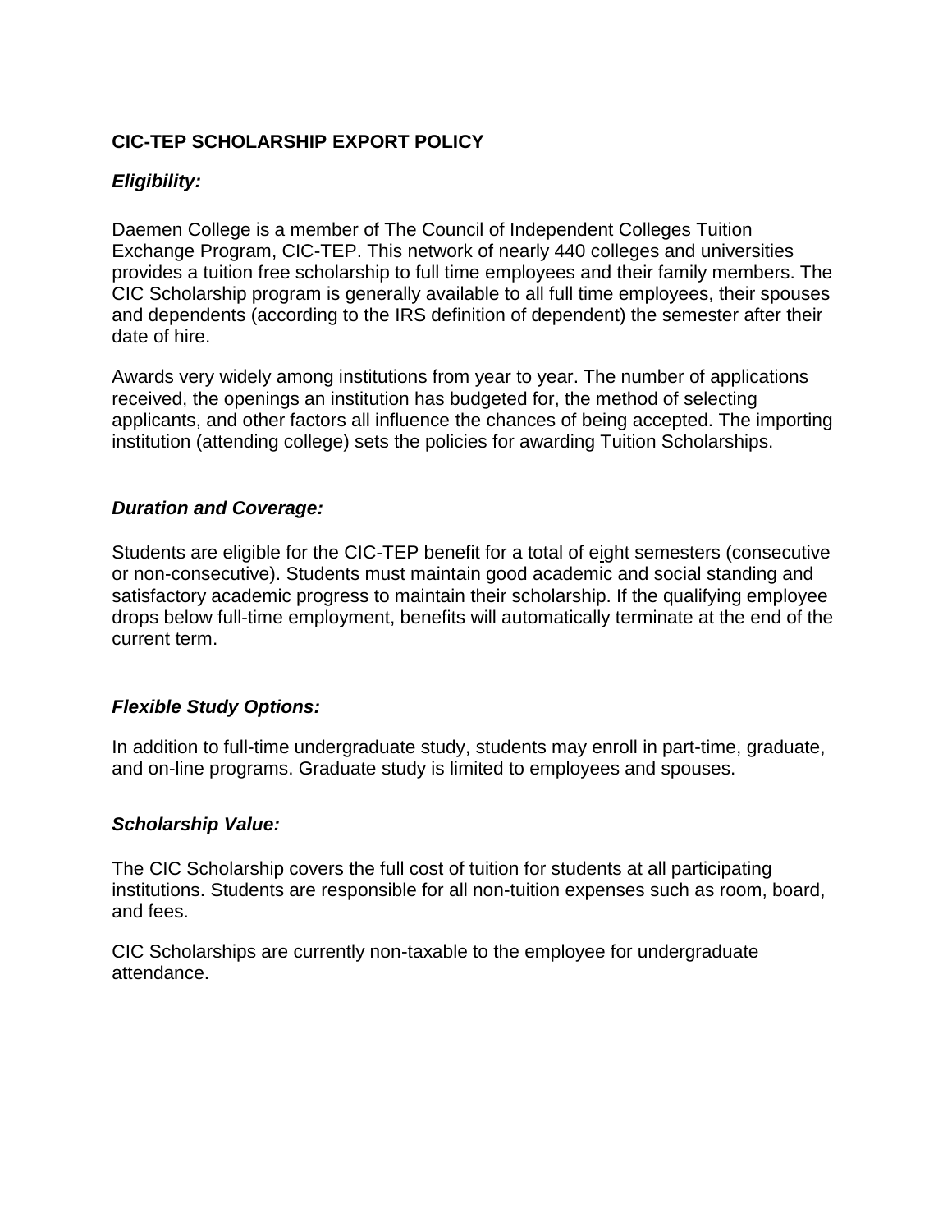**CIC-TEP SCHOLARSHIP EXPORT POLICY**

***Eligibility:***

Daemen College is a member of The Council of Independent Colleges Tuition Exchange Program, CIC-TEP. This network of nearly 440 colleges and universities provides a tuition free scholarship to full time employees and their family members. The CIC Scholarship program is generally available to all full time employees, their spouses and dependents (according to the IRS definition of dependent) the semester after their date of hire.

Awards very widely among institutions from year to year. The number of applications received, the openings an institution has budgeted for, the method of selecting applicants, and other factors all influence the chances of being accepted. The importing institution (attending college) sets the policies for awarding Tuition Scholarships.

***Duration and Coverage:***

Students are eligible for the CIC-TEP benefit for a total of eight semesters (consecutive or non-consecutive). Students must maintain good academic and social standing and satisfactory academic progress to maintain their scholarship. If the qualifying employee drops below full-time employment, benefits will automatically terminate at the end of the current term.

***Flexible Study Options:***

In addition to full-time undergraduate study, students may enroll in part-time, graduate, and on-line programs. Graduate study is limited to employees and spouses.

***Scholarship Value:***

The CIC Scholarship covers the full cost of tuition for students at all participating institutions. Students are responsible for all non-tuition expenses such as room, board, and fees.

CIC Scholarships are currently non-taxable to the employee for undergraduate attendance.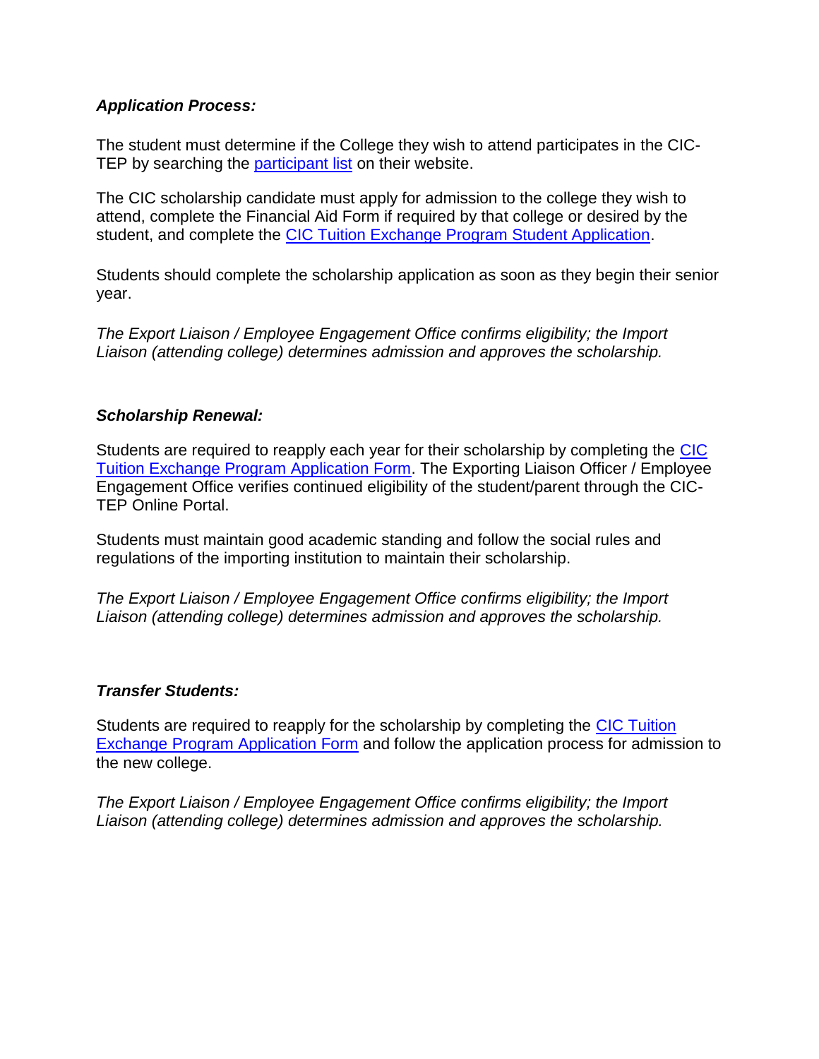***Application Process:***

The student must determine if the College they wish to attend participates in the CIC-TEP by searching the participant list on their website.

The CIC scholarship candidate must apply for admission to the college they wish to attend, complete the Financial Aid Form if required by that college or desired by the student, and complete the CIC Tuition Exchange Program Student Application.

Students should complete the scholarship application as soon as they begin their senior year.

*The Export Liaison / Employee Engagement Office confirms eligibility; the Import Liaison (attending college) determines admission and approves the scholarship.*

***Scholarship Renewal:***

Students are required to reapply each year for their scholarship by completing the CIC Tuition Exchange Program Application Form. The Exporting Liaison Officer / Employee Engagement Office verifies continued eligibility of the student/parent through the CIC-TEP Online Portal.

Students must maintain good academic standing and follow the social rules and regulations of the importing institution to maintain their scholarship.

*The Export Liaison / Employee Engagement Office confirms eligibility; the Import Liaison (attending college) determines admission and approves the scholarship.*

***Transfer Students:***

Students are required to reapply for the scholarship by completing the CIC Tuition Exchange Program Application Form and follow the application process for admission to the new college.

*The Export Liaison / Employee Engagement Office confirms eligibility; the Import Liaison (attending college) determines admission and approves the scholarship.*